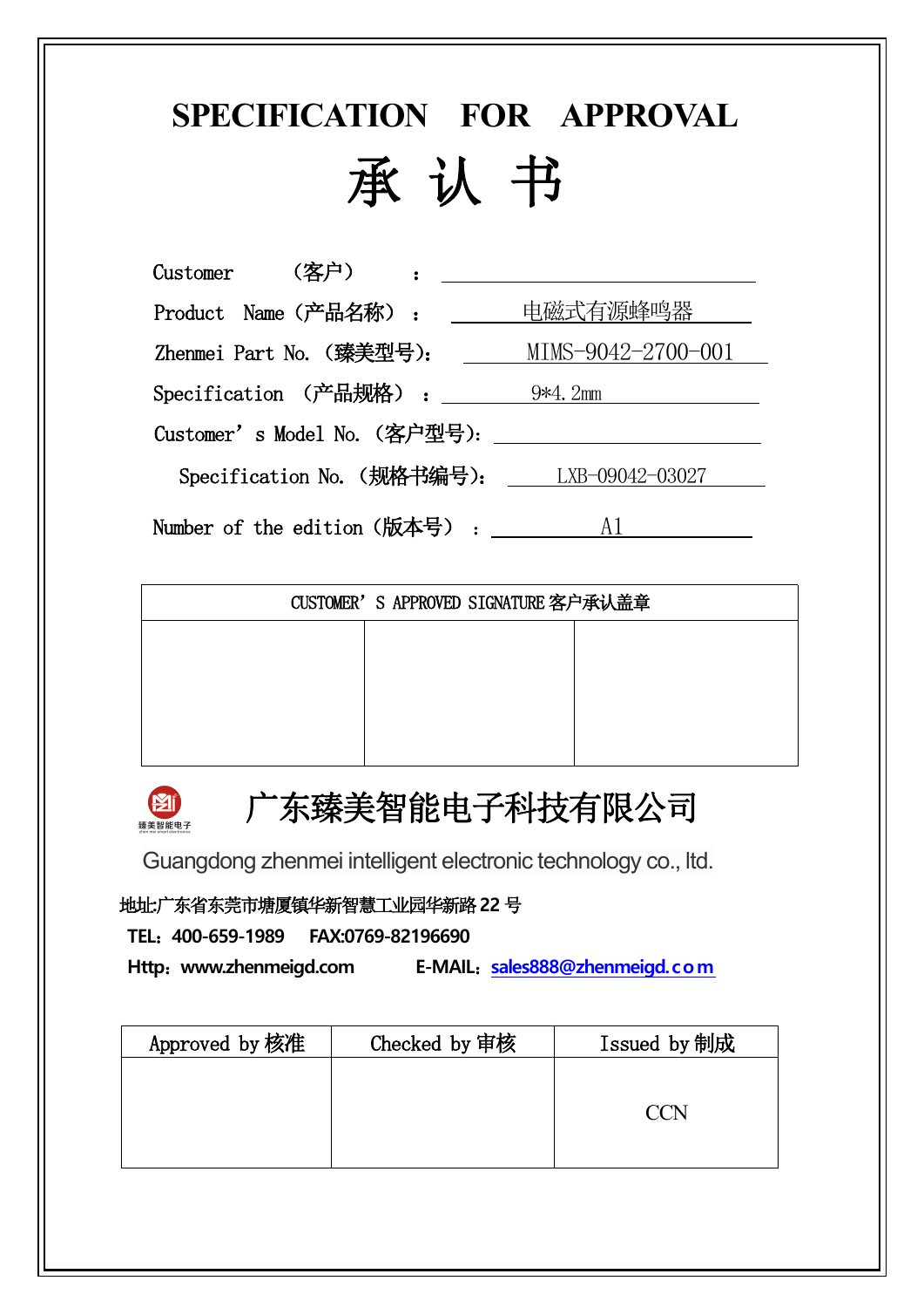# SPECIFICATION FOR APPROVAL

# 承 认 书

Customer （客户） ：

Product Name（产品名称）： 电磁式有源蜂鸣器

Zhenmei Part No.（臻美型号)： MIMS-9042-2700-001

Specification （产品规格）： 9*4.2mm

Customer’s Model No.（客户型号)：

Specification No.（规格书编号)： LXB-09042-03027

Number of the edition（版本号）： A1

| CUSTOMER’S APPROVED SIGNATURE 客户承认盖章 | | |
|---|---|---|
| | | |

## 广东臻美智能电子科技有限公司

Guangdong zhenmei intelligent electronic technology co., ltd.

地址:广东省东莞市塘厦镇华新智慧工业园华新路 22 号

TEL：400-659-1989 FAX:0769-82196690

Http：www.zhenmeigd.com E-MAIL：sales888@zhenmeigd.com

| Approved by 核准 | Checked by 审核 | Issued by 制成 |
|---|---|---|
| | | CCN |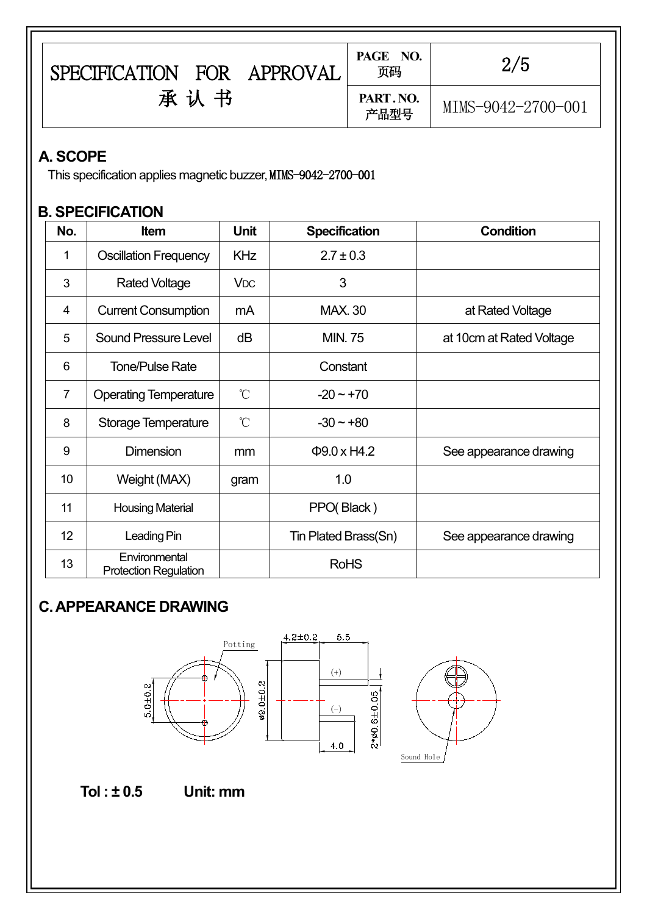| SPECIFICATION FOR APPROVAL 承 认 书 | PAGE NO. 页码 | 2/5 |
|---|---|---|
| | PART . NO. 产品型号 | MIMS-9042-2700-001 |

## A. SCOPE

This specification applies magnetic buzzer, MIMS-9042-2700-001

## B. SPECIFICATION

| No. | Item | Unit | Specification | Condition |
|---|---|---|---|---|
| 1 | Oscillation Frequency | KHz | 2.7 ± 0.3 | |
| 3 | Rated Voltage | VDC | 3 | |
| 4 | Current Consumption | mA | MAX. 30 | at Rated Voltage |
| 5 | Sound Pressure Level | dB | MIN. 75 | at 10cm at Rated Voltage |
| 6 | Tone/Pulse Rate | | Constant | |
| 7 | Operating Temperature | ℃ | -20 ~ +70 | |
| 8 | Storage Temperature | ℃ | -30 ~ +80 | |
| 9 | Dimension | mm | Φ9.0 x H4.2 | See appearance drawing |
| 10 | Weight (MAX) | gram | 1.0 | |
| 11 | Housing Material | | PPO( Black ) | |
| 12 | Leading Pin | | Tin Plated Brass(Sn) | See appearance drawing |
| 13 | Environmental Protection Regulation | | RoHS | |

## C. APPEARANCE DRAWING

Potting　4.2±0.2　5.5　(+)　(-)　5.0±0.2　ø9.0±0.2　2*ø0.6±0.05　4.0　Sound Hole

**Tol : ± 0.5　　Unit: mm**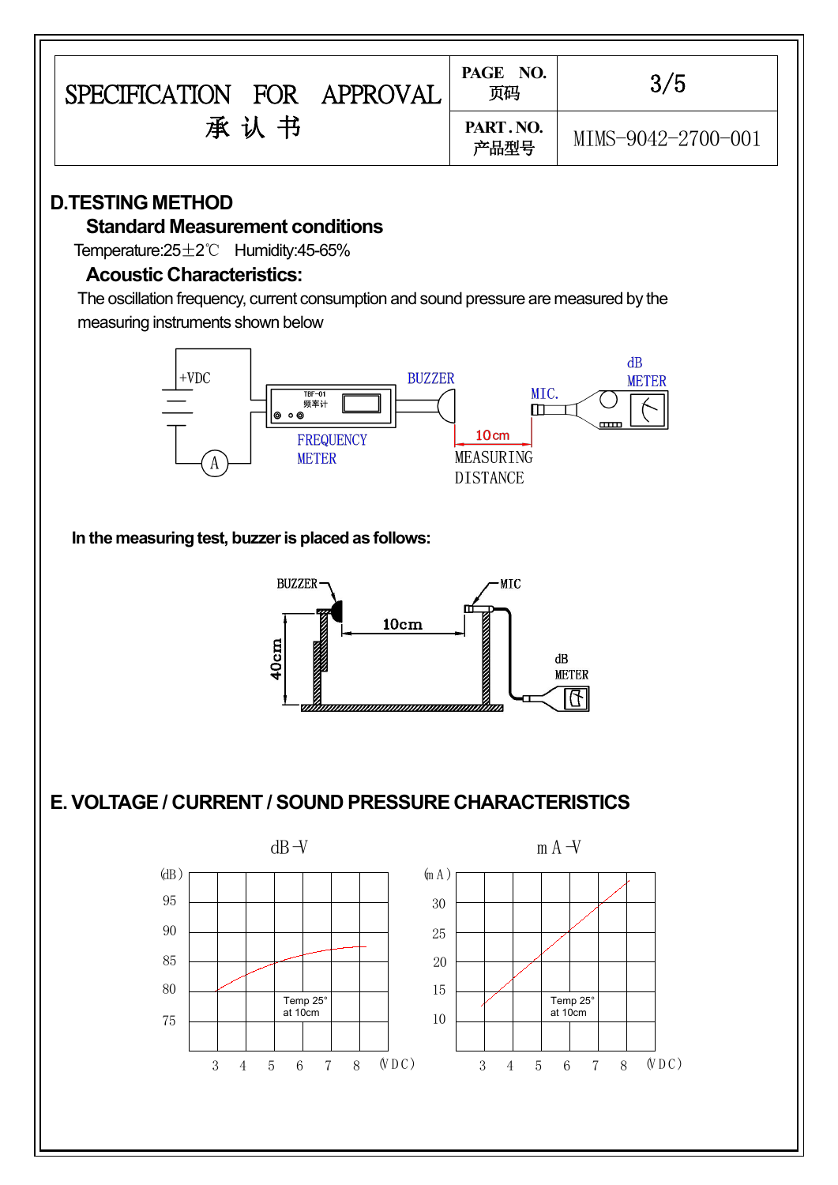| SPECIFICATION FOR APPROVAL 承 认 书 | PAGE NO. 页码 | 3/5 |
| --- | --- | --- |
| | PART. NO. 产品型号 | MIMS-9042-2700-001 |

## D.TESTING METHOD

### Standard Measurement conditions

Temperature:25±2℃ Humidity:45-65%

### Acoustic Characteristics:

The oscillation frequency, current consumption and sound pressure are measured by the measuring instruments shown below

+VDC

TBF-01 频率计

BUZZER

MIC.

dB METER

FREQUENCY METER

10cm

MEASURING DISTANCE

A

**In the measuring test, buzzer is placed as follows:**

BUZZER

MIC

10cm

40cm

dB METER

## E. VOLTAGE / CURRENT / SOUND PRESSURE CHARACTERISTICS

dB-V

(dB) 95 90 85 80 75

3 4 5 6 7 8 (VDC)

Temp 25° at 10cm

mA-V

(mA) 30 25 20 15 10

3 4 5 6 7 8 (VDC)

Temp 25° at 10cm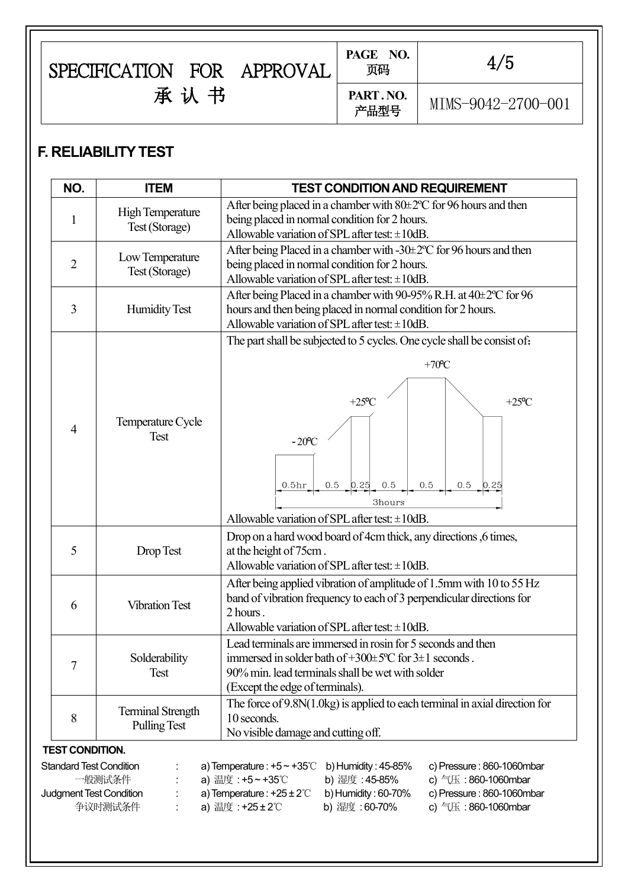| SPECIFICATION FOR APPROVAL 承认书 | PAGE NO. 页码 | 4/5 |
|---|---|---|
| | PART . NO. 产品型号 | MIMS-9042-2700-001 |

## F. RELIABILITY TEST

| NO. | ITEM | TEST CONDITION AND REQUIREMENT |
|---|---|---|
| 1 | High Temperature Test (Storage) | After being placed in a chamber with 80±2ºC for 96 hours and then being placed in normal condition for 2 hours. Allowable variation of SPL after test: ±10dB. |
| 2 | Low Temperature Test (Storage) | After being Placed in a chamber with -30±2ºC for 96 hours and then being placed in normal condition for 2 hours. Allowable variation of SPL after test: ±10dB. |
| 3 | Humidity Test | After being Placed in a chamber with 90-95% R.H. at 40±2ºC for 96 hours and then being placed in normal condition for 2 hours. Allowable variation of SPL after test: ±10dB. |
| 4 | Temperature Cycle Test | The part shall be subjected to 5 cycles. One cycle shall be consist of: -20ºC (0.5hr) → 0.5 → +25ºC (0.25) → 0.5 → +70ºC (0.5) → 0.5 → +25ºC (0.25); 3hours. Allowable variation of SPL after test: ±10dB. |
| 5 | Drop Test | Drop on a hard wood board of 4cm thick, any directions ,6 times, at the height of 75cm . Allowable variation of SPL after test: ±10dB. |
| 6 | Vibration Test | After being applied vibration of amplitude of 1.5mm with 10 to 55 Hz band of vibration frequency to each of 3 perpendicular directions for 2 hours . Allowable variation of SPL after test: ±10dB. |
| 7 | Solderability Test | Lead terminals are immersed in rosin for 5 seconds and then immersed in solder bath of +300±5ºC for 3±1 seconds . 90% min. lead terminals shall be wet with solder (Except the edge of terminals). |
| 8 | Terminal Strength Pulling Test | The force of 9.8N(1.0kg) is applied to each terminal in axial direction for 10 seconds. No visible damage and cutting off. |

**TEST CONDITION.**

| | | | | |
|---|---|---|---|---|
| Standard Test Condition | : | a) Temperature : +5 ~ +35℃ | b) Humidity : 45-85% | c) Pressure : 860-1060mbar |
| 一般测试条件 | : | a) 温度 : +5 ~ +35℃ | b) 湿度 : 45-85% | c) 气压 : 860-1060mbar |
| Judgment Test Condition | : | a) Temperature : +25 ± 2℃ | b) Humidity : 60-70% | c) Pressure : 860-1060mbar |
| 争议时测试条件 | : | a) 温度 : +25 ± 2℃ | b) 湿度 : 60-70% | c) 气压 : 860-1060mbar |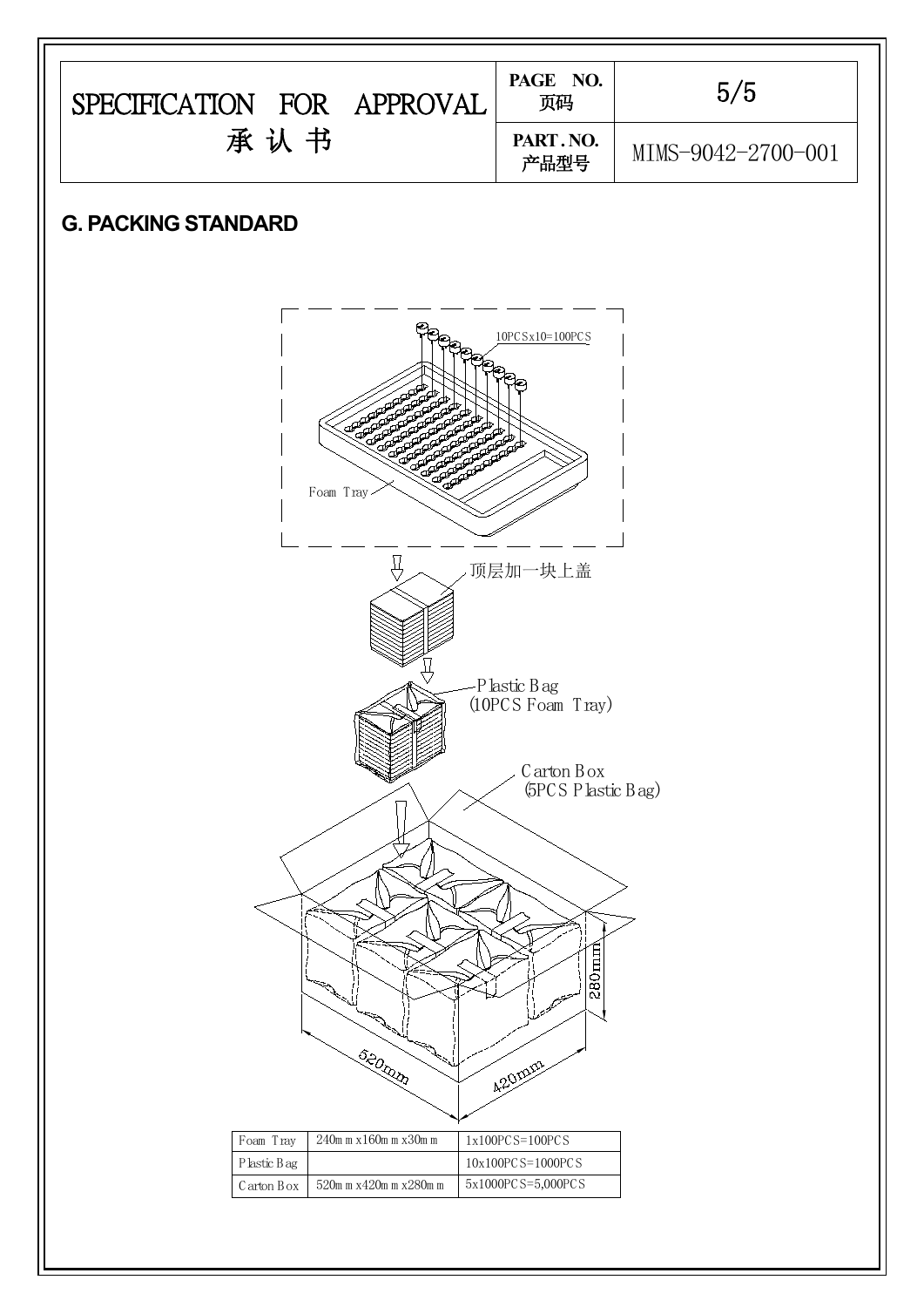## G. PACKING STANDARD

10PCSx10=100PCS

Foam Tray

顶层加一块上盖

Plastic Bag
(10PCS Foam Tray)

Carton Box
(5PCS Plastic Bag)

520mm

420mm

280mm

| | | |
|---|---|---|
| Foam Tray | 240mmx160mmx30mm | 1x100PCS=100PCS |
| Plastic Bag | | 10x100PCS=1000PCS |
| Carton Box | 520mmx420mmx280mm | 5x1000PCS=5,000PCS |